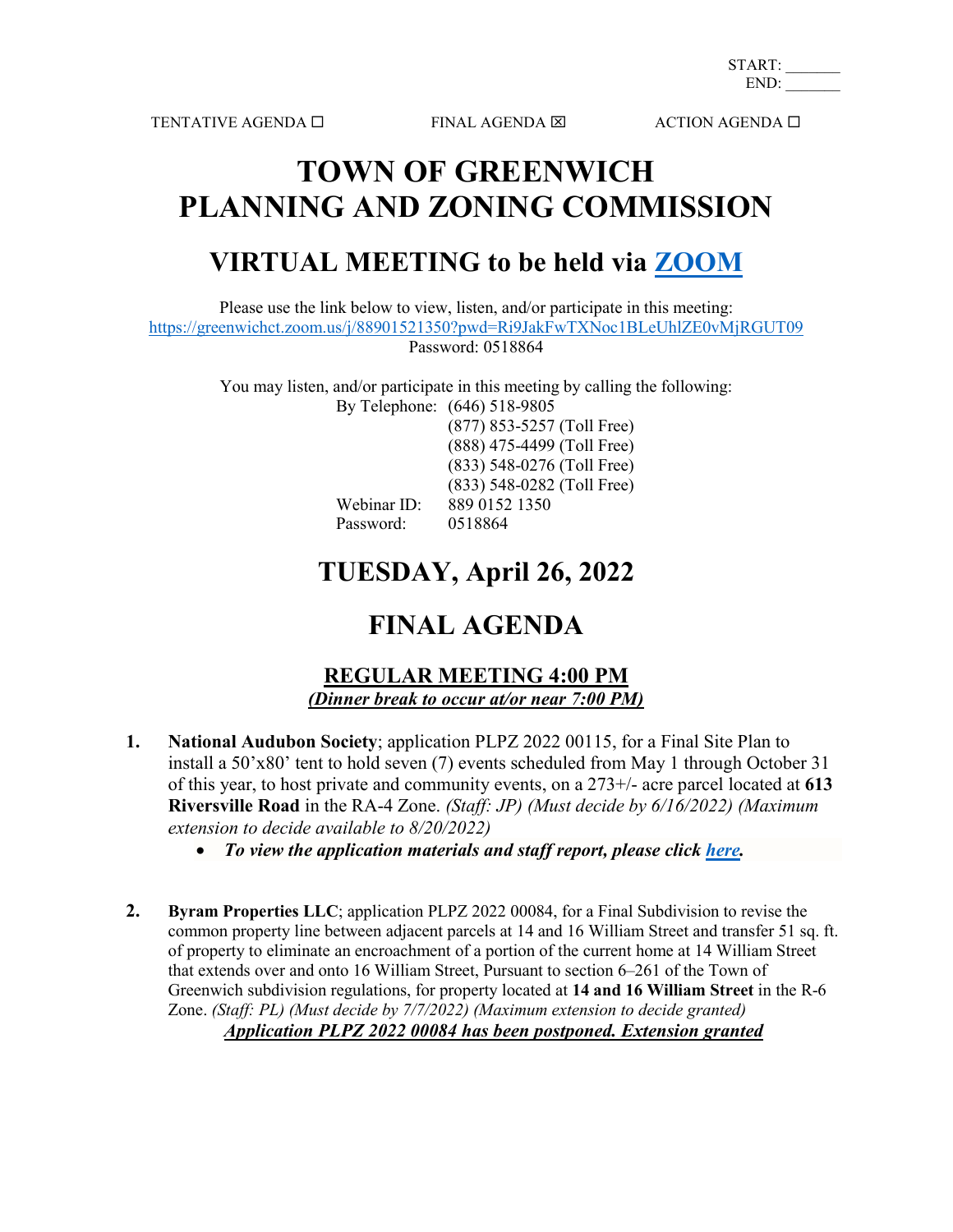START: _______
END: _______

TENTATIVE AGENDA ☐ FINAL AGENDA ☒ ACTION AGENDA ☐

# TOWN OF GREENWICH
# PLANNING AND ZONING COMMISSION

## VIRTUAL MEETING to be held via [ZOOM](https://greenwichct.zoom.us/j/88901521350?pwd=Ri9JakFwTXNoc1BLeUhlZE0vMjRGUT09)

Please use the link below to view, listen, and/or participate in this meeting:
https://greenwichct.zoom.us/j/88901521350?pwd=Ri9JakFwTXNoc1BLeUhlZE0vMjRGUT09
Password: 0518864

You may listen, and/or participate in this meeting by calling the following:

By Telephone: (646) 518-9805
(877) 853-5257 (Toll Free)
(888) 475-4499 (Toll Free)
(833) 548-0276 (Toll Free)
(833) 548-0282 (Toll Free)
Webinar ID: 889 0152 1350
Password: 0518864

## TUESDAY, April 26, 2022

## FINAL AGENDA

### REGULAR MEETING 4:00 PM
***(Dinner break to occur at/or near 7:00 PM)***

1. **National Audubon Society**; application PLPZ 2022 00115, for a Final Site Plan to install a 50'x80' tent to hold seven (7) events scheduled from May 1 through October 31 of this year, to host private and community events, on a 273+/- acre parcel located at **613 Riversville Road** in the RA-4 Zone. *(Staff: JP) (Must decide by 6/16/2022) (Maximum extension to decide available to 8/20/2022)*
   - ***To view the application materials and staff report, please click here.***

2. **Byram Properties LLC**; application PLPZ 2022 00084, for a Final Subdivision to revise the common property line between adjacent parcels at 14 and 16 William Street and transfer 51 sq. ft. of property to eliminate an encroachment of a portion of the current home at 14 William Street that extends over and onto 16 William Street, Pursuant to section 6–261 of the Town of Greenwich subdivision regulations, for property located at **14 and 16 William Street** in the R-6 Zone. *(Staff: PL) (Must decide by 7/7/2022) (Maximum extension to decide granted)*
   ***Application PLPZ 2022 00084 has been postponed. Extension granted***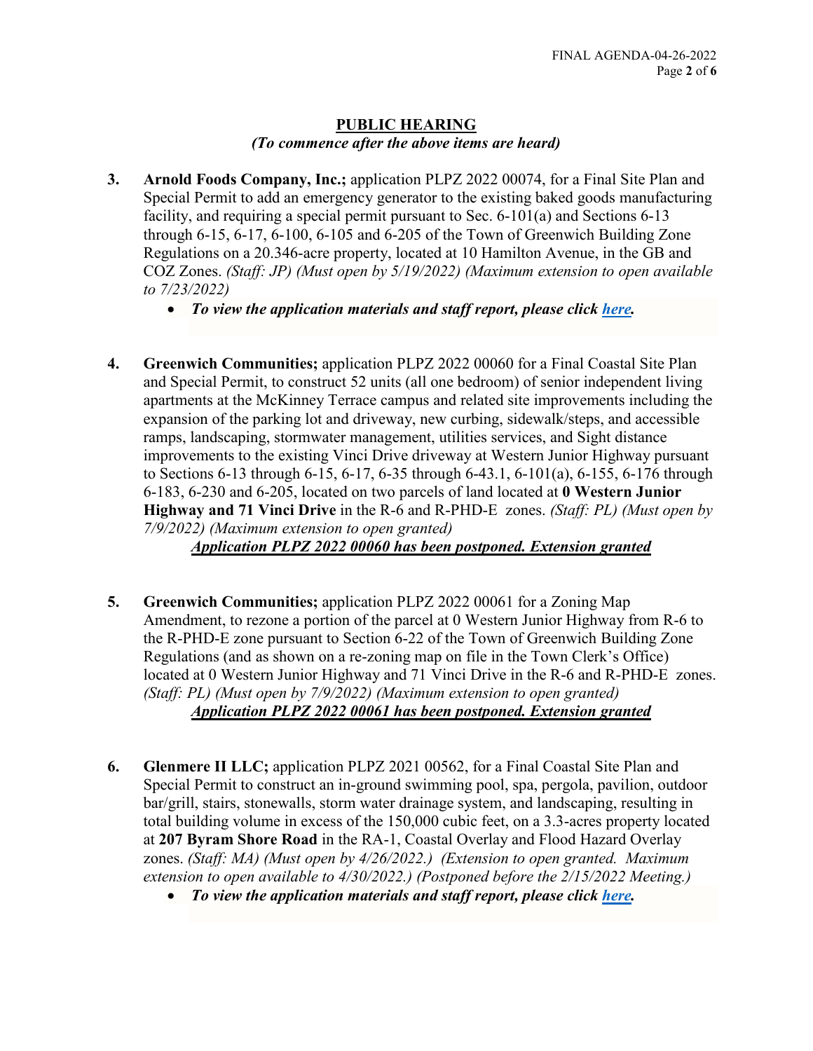## PUBLIC HEARING

*(To commence after the above items are heard)*

3. **Arnold Foods Company, Inc.;** application PLPZ 2022 00074, for a Final Site Plan and Special Permit to add an emergency generator to the existing baked goods manufacturing facility, and requiring a special permit pursuant to Sec. 6-101(a) and Sections 6-13 through 6-15, 6-17, 6-100, 6-105 and 6-205 of the Town of Greenwich Building Zone Regulations on a 20.346-acre property, located at 10 Hamilton Avenue, in the GB and COZ Zones. *(Staff: JP) (Must open by 5/19/2022) (Maximum extension to open available to 7/23/2022)*
   - ***To view the application materials and staff report, please click [here](#).***

4. **Greenwich Communities;** application PLPZ 2022 00060 for a Final Coastal Site Plan and Special Permit, to construct 52 units (all one bedroom) of senior independent living apartments at the McKinney Terrace campus and related site improvements including the expansion of the parking lot and driveway, new curbing, sidewalk/steps, and accessible ramps, landscaping, stormwater management, utilities services, and Sight distance improvements to the existing Vinci Drive driveway at Western Junior Highway pursuant to Sections 6-13 through 6-15, 6-17, 6-35 through 6-43.1, 6-101(a), 6-155, 6-176 through 6-183, 6-230 and 6-205, located on two parcels of land located at **0 Western Junior Highway and 71 Vinci Drive** in the R-6 and R-PHD-E zones. *(Staff: PL) (Must open by 7/9/2022) (Maximum extension to open granted)*

   ***<u>Application PLPZ 2022 00060 has been postponed. Extension granted</u>***

5. **Greenwich Communities;** application PLPZ 2022 00061 for a Zoning Map Amendment, to rezone a portion of the parcel at 0 Western Junior Highway from R-6 to the R-PHD-E zone pursuant to Section 6-22 of the Town of Greenwich Building Zone Regulations (and as shown on a re-zoning map on file in the Town Clerk's Office) located at 0 Western Junior Highway and 71 Vinci Drive in the R-6 and R-PHD-E zones. *(Staff: PL) (Must open by 7/9/2022) (Maximum extension to open granted)*

   ***<u>Application PLPZ 2022 00061 has been postponed. Extension granted</u>***

6. **Glenmere II LLC;** application PLPZ 2021 00562, for a Final Coastal Site Plan and Special Permit to construct an in-ground swimming pool, spa, pergola, pavilion, outdoor bar/grill, stairs, stonewalls, storm water drainage system, and landscaping, resulting in total building volume in excess of the 150,000 cubic feet, on a 3.3-acres property located at **207 Byram Shore Road** in the RA-1, Coastal Overlay and Flood Hazard Overlay zones. *(Staff: MA) (Must open by 4/26/2022.) (Extension to open granted. Maximum extension to open available to 4/30/2022.) (Postponed before the 2/15/2022 Meeting.)*
   - ***To view the application materials and staff report, please click [here](#).***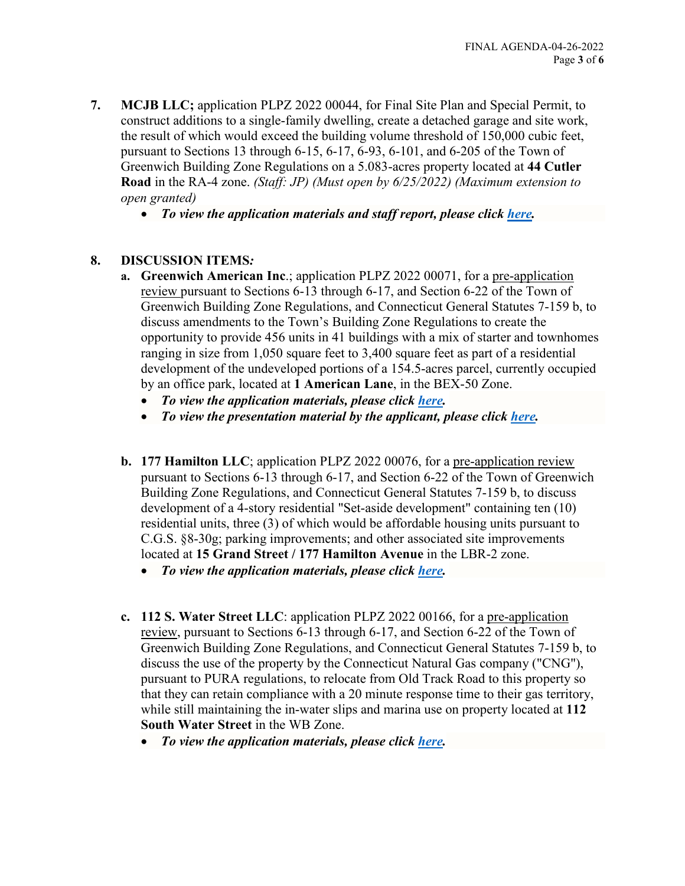7. **MCJB LLC;** application PLPZ 2022 00044, for Final Site Plan and Special Permit, to construct additions to a single-family dwelling, create a detached garage and site work, the result of which would exceed the building volume threshold of 150,000 cubic feet, pursuant to Sections 13 through 6-15, 6-17, 6-93, 6-101, and 6-205 of the Town of Greenwich Building Zone Regulations on a 5.083-acres property located at **44 Cutler Road** in the RA-4 zone. *(Staff: JP) (Must open by 6/25/2022) (Maximum extension to open granted)*
   - ***To view the application materials and staff report, please click here.***

8. **DISCUSSION ITEMS:**
   a. **Greenwich American Inc**.; application PLPZ 2022 00071, for a pre-application review pursuant to Sections 6-13 through 6-17, and Section 6-22 of the Town of Greenwich Building Zone Regulations, and Connecticut General Statutes 7-159 b, to discuss amendments to the Town's Building Zone Regulations to create the opportunity to provide 456 units in 41 buildings with a mix of starter and townhomes ranging in size from 1,050 square feet to 3,400 square feet as part of a residential development of the undeveloped portions of a 154.5-acres parcel, currently occupied by an office park, located at **1 American Lane**, in the BEX-50 Zone.
      - ***To view the application materials, please click here.***
      - ***To view the presentation material by the applicant, please click here.***

   b. **177 Hamilton LLC**; application PLPZ 2022 00076, for a pre-application review pursuant to Sections 6-13 through 6-17, and Section 6-22 of the Town of Greenwich Building Zone Regulations, and Connecticut General Statutes 7-159 b, to discuss development of a 4-story residential "Set-aside development" containing ten (10) residential units, three (3) of which would be affordable housing units pursuant to C.G.S. §8-30g; parking improvements; and other associated site improvements located at **15 Grand Street / 177 Hamilton Avenue** in the LBR-2 zone.
      - ***To view the application materials, please click here.***

   c. **112 S. Water Street LLC**: application PLPZ 2022 00166, for a pre-application review, pursuant to Sections 6-13 through 6-17, and Section 6-22 of the Town of Greenwich Building Zone Regulations, and Connecticut General Statutes 7-159 b, to discuss the use of the property by the Connecticut Natural Gas company ("CNG"), pursuant to PURA regulations, to relocate from Old Track Road to this property so that they can retain compliance with a 20 minute response time to their gas territory, while still maintaining the in-water slips and marina use on property located at **112 South Water Street** in the WB Zone.
      - ***To view the application materials, please click here.***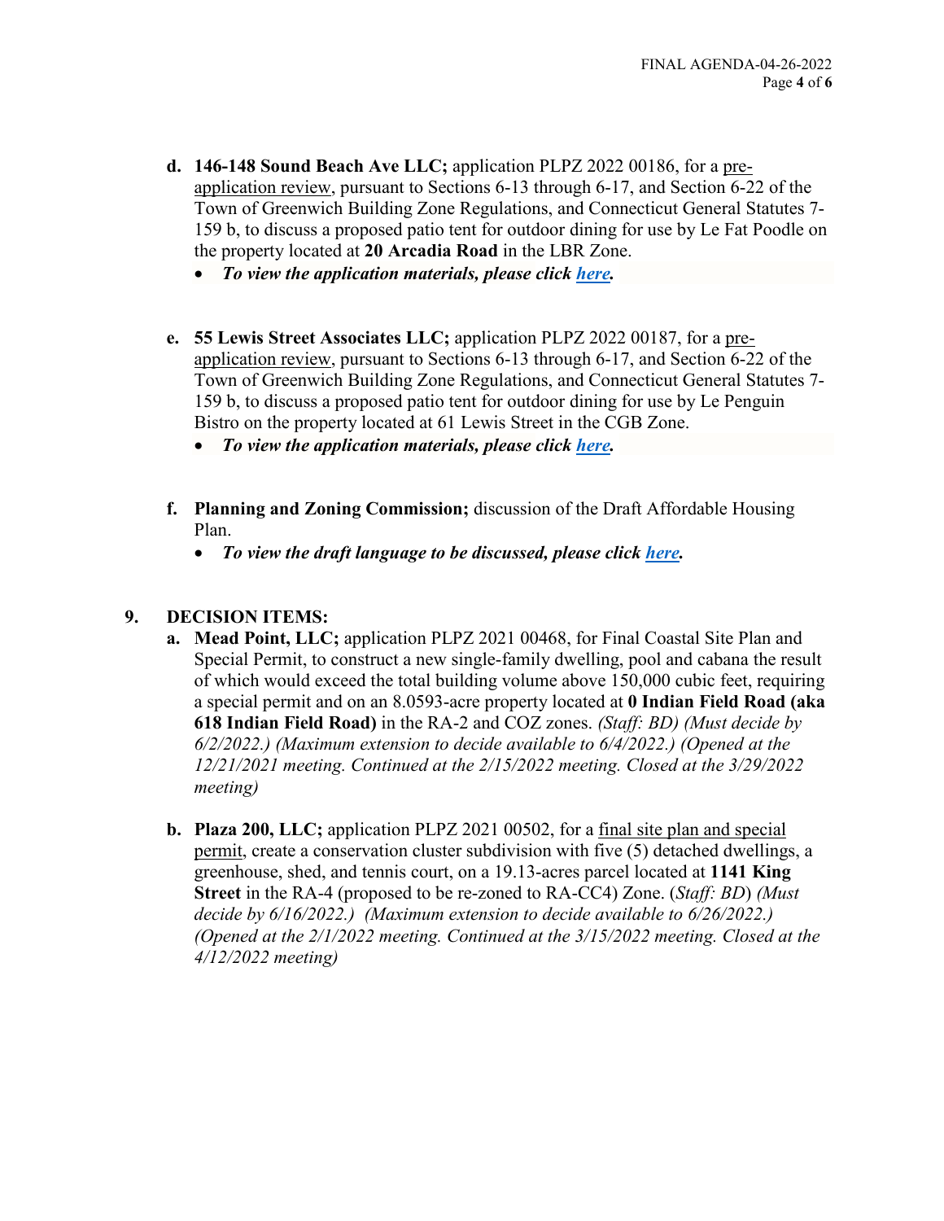- **d. 146-148 Sound Beach Ave LLC;** application PLPZ 2022 00186, for a pre-application review, pursuant to Sections 6-13 through 6-17, and Section 6-22 of the Town of Greenwich Building Zone Regulations, and Connecticut General Statutes 7-159 b, to discuss a proposed patio tent for outdoor dining for use by Le Fat Poodle on the property located at **20 Arcadia Road** in the LBR Zone.
  - ***To view the application materials, please click here.***

- **e. 55 Lewis Street Associates LLC;** application PLPZ 2022 00187, for a pre-application review, pursuant to Sections 6-13 through 6-17, and Section 6-22 of the Town of Greenwich Building Zone Regulations, and Connecticut General Statutes 7-159 b, to discuss a proposed patio tent for outdoor dining for use by Le Penguin Bistro on the property located at 61 Lewis Street in the CGB Zone.
  - ***To view the application materials, please click here.***

- **f. Planning and Zoning Commission;** discussion of the Draft Affordable Housing Plan.
  - ***To view the draft language to be discussed, please click here.***

**9. DECISION ITEMS:**

- **a. Mead Point, LLC;** application PLPZ 2021 00468, for Final Coastal Site Plan and Special Permit, to construct a new single-family dwelling, pool and cabana the result of which would exceed the total building volume above 150,000 cubic feet, requiring a special permit and on an 8.0593-acre property located at **0 Indian Field Road (aka 618 Indian Field Road)** in the RA-2 and COZ zones. *(Staff: BD) (Must decide by 6/2/2022.) (Maximum extension to decide available to 6/4/2022.) (Opened at the 12/21/2021 meeting. Continued at the 2/15/2022 meeting. Closed at the 3/29/2022 meeting)*

- **b. Plaza 200, LLC;** application PLPZ 2021 00502, for a final site plan and special permit, create a conservation cluster subdivision with five (5) detached dwellings, a greenhouse, shed, and tennis court, on a 19.13-acres parcel located at **1141 King Street** in the RA-4 (proposed to be re-zoned to RA-CC4) Zone. (*Staff: BD*) *(Must decide by 6/16/2022.) (Maximum extension to decide available to 6/26/2022.) (Opened at the 2/1/2022 meeting. Continued at the 3/15/2022 meeting. Closed at the 4/12/2022 meeting)*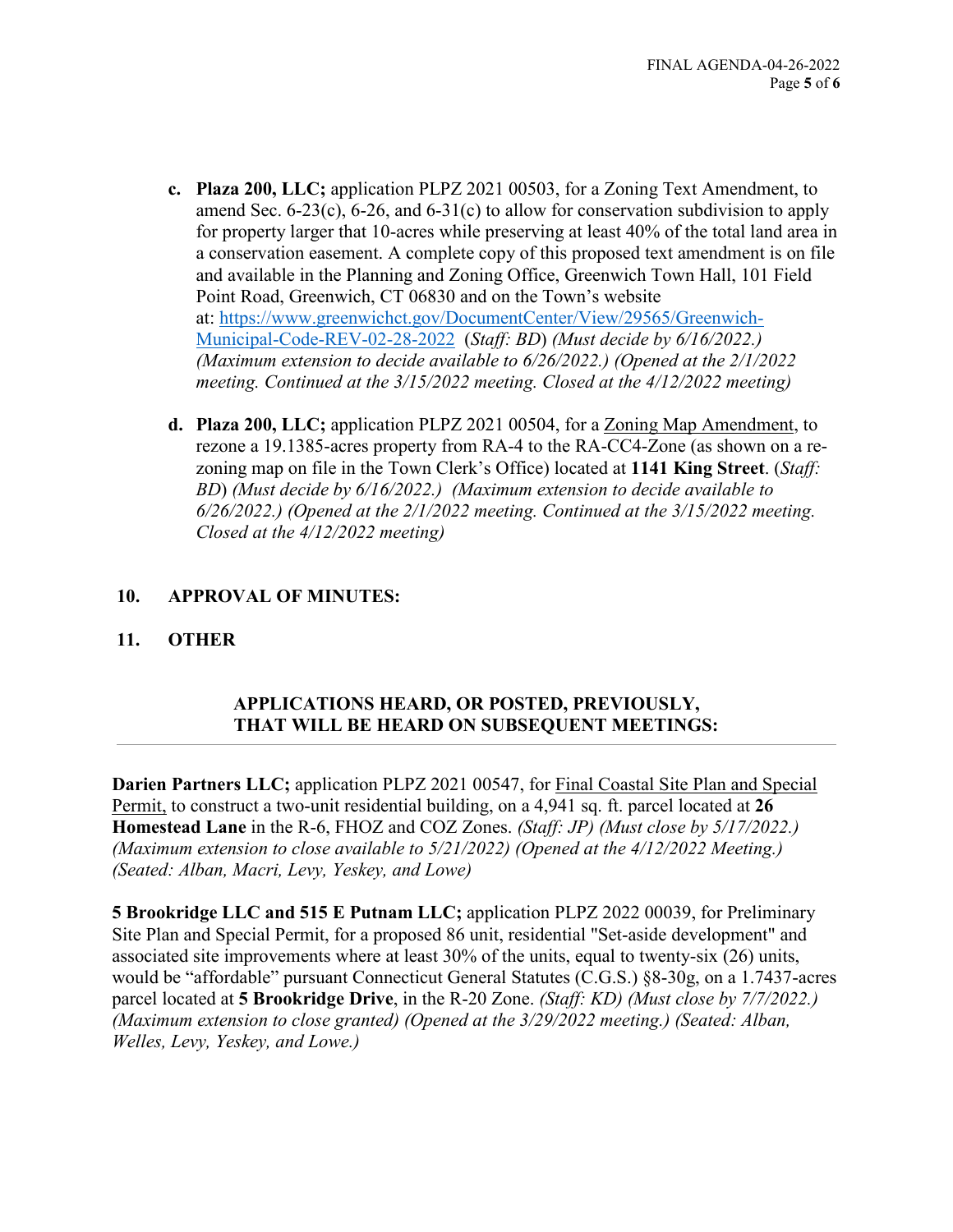- **c. Plaza 200, LLC;** application PLPZ 2021 00503, for a Zoning Text Amendment, to amend Sec. 6-23(c), 6-26, and 6-31(c) to allow for conservation subdivision to apply for property larger that 10-acres while preserving at least 40% of the total land area in a conservation easement. A complete copy of this proposed text amendment is on file and available in the Planning and Zoning Office, Greenwich Town Hall, 101 Field Point Road, Greenwich, CT 06830 and on the Town's website at: [https://www.greenwichct.gov/DocumentCenter/View/29565/Greenwich-Municipal-Code-REV-02-28-2022](https://www.greenwichct.gov/DocumentCenter/View/29565/Greenwich-Municipal-Code-REV-02-28-2022) (*Staff: BD*) *(Must decide by 6/16/2022.) (Maximum extension to decide available to 6/26/2022.) (Opened at the 2/1/2022 meeting. Continued at the 3/15/2022 meeting. Closed at the 4/12/2022 meeting)*

- **d. Plaza 200, LLC;** application PLPZ 2021 00504, for a Zoning Map Amendment, to rezone a 19.1385-acres property from RA-4 to the RA-CC4-Zone (as shown on a re-zoning map on file in the Town Clerk's Office) located at **1141 King Street**. (*Staff: BD*) *(Must decide by 6/16/2022.) (Maximum extension to decide available to 6/26/2022.) (Opened at the 2/1/2022 meeting. Continued at the 3/15/2022 meeting. Closed at the 4/12/2022 meeting)*

**10. APPROVAL OF MINUTES:**

**11. OTHER**

**APPLICATIONS HEARD, OR POSTED, PREVIOUSLY, THAT WILL BE HEARD ON SUBSEQUENT MEETINGS:**

---

**Darien Partners LLC;** application PLPZ 2021 00547, for Final Coastal Site Plan and Special Permit, to construct a two-unit residential building, on a 4,941 sq. ft. parcel located at **26 Homestead Lane** in the R-6, FHOZ and COZ Zones. *(Staff: JP) (Must close by 5/17/2022.) (Maximum extension to close available to 5/21/2022) (Opened at the 4/12/2022 Meeting.) (Seated: Alban, Macri, Levy, Yeskey, and Lowe)*

**5 Brookridge LLC and 515 E Putnam LLC;** application PLPZ 2022 00039, for Preliminary Site Plan and Special Permit, for a proposed 86 unit, residential "Set-aside development" and associated site improvements where at least 30% of the units, equal to twenty-six (26) units, would be "affordable" pursuant Connecticut General Statutes (C.G.S.) §8-30g, on a 1.7437-acres parcel located at **5 Brookridge Drive**, in the R-20 Zone. *(Staff: KD) (Must close by 7/7/2022.) (Maximum extension to close granted) (Opened at the 3/29/2022 meeting.) (Seated: Alban, Welles, Levy, Yeskey, and Lowe.)*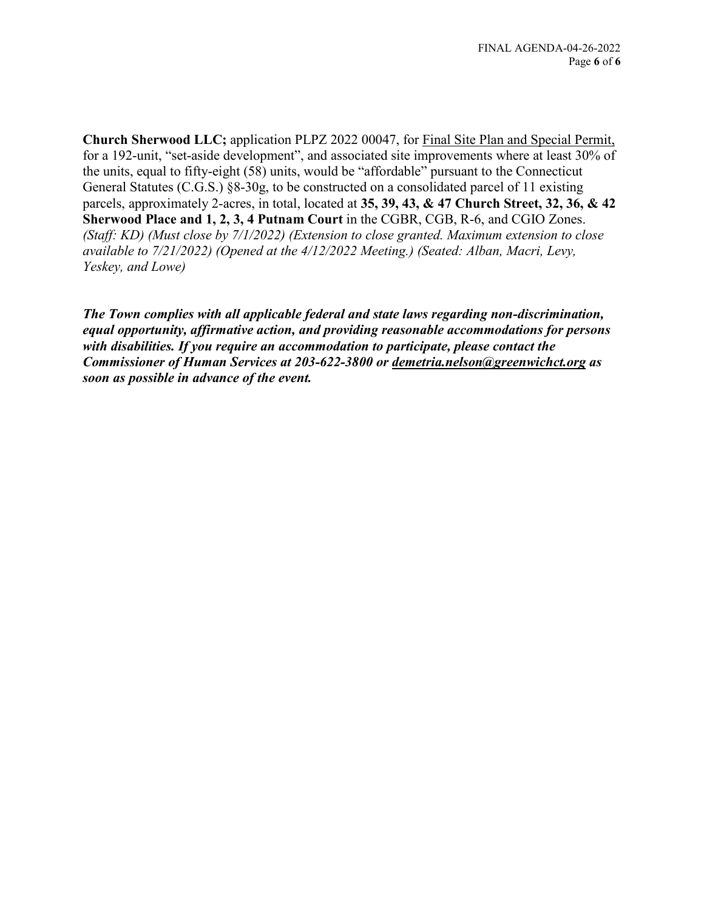**Church Sherwood LLC;** application PLPZ 2022 00047, for Final Site Plan and Special Permit, for a 192-unit, "set-aside development", and associated site improvements where at least 30% of the units, equal to fifty-eight (58) units, would be "affordable" pursuant to the Connecticut General Statutes (C.G.S.) §8-30g, to be constructed on a consolidated parcel of 11 existing parcels, approximately 2-acres, in total, located at **35, 39, 43, & 47 Church Street, 32, 36, & 42 Sherwood Place and 1, 2, 3, 4 Putnam Court** in the CGBR, CGB, R-6, and CGIO Zones. *(Staff: KD) (Must close by 7/1/2022) (Extension to close granted. Maximum extension to close available to 7/21/2022) (Opened at the 4/12/2022 Meeting.) (Seated: Alban, Macri, Levy, Yeskey, and Lowe)*

***The Town complies with all applicable federal and state laws regarding non-discrimination, equal opportunity, affirmative action, and providing reasonable accommodations for persons with disabilities. If you require an accommodation to participate, please contact the Commissioner of Human Services at 203-622-3800 or demetria.nelson@greenwichct.org as soon as possible in advance of the event.***